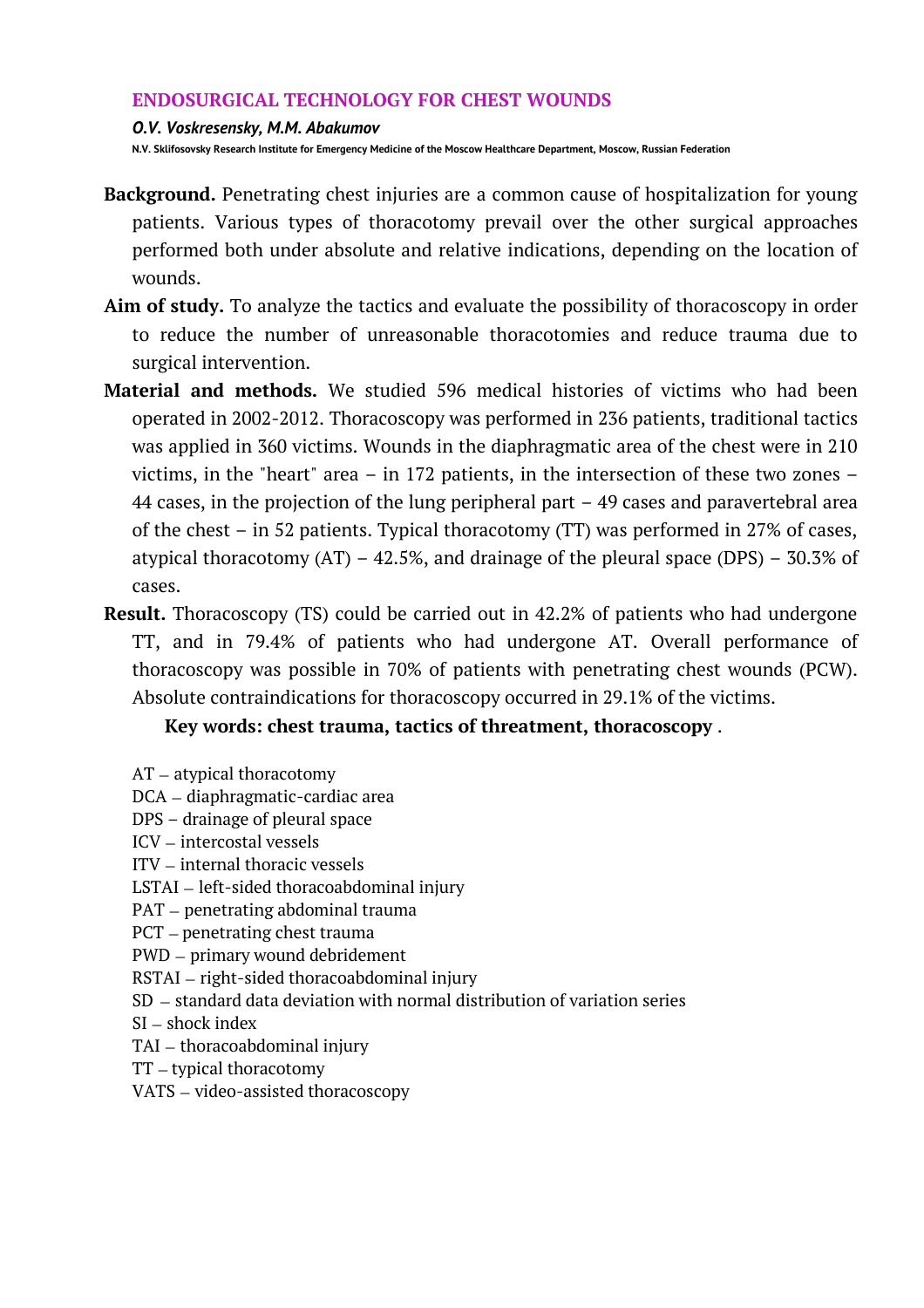# ENDOSURGICAL TECHNOLOGY FOR CHEST WOUNDS

***O.V. Voskresensky, M.M. Abakumov***

**N.V. Sklifosovsky Research Institute for Emergency Medicine of the Moscow Healthcare Department, Moscow, Russian Federation**

**Background.** Penetrating chest injuries are a common cause of hospitalization for young patients. Various types of thoracotomy prevail over the other surgical approaches performed both under absolute and relative indications, depending on the location of wounds.

**Aim of study.** To analyze the tactics and evaluate the possibility of thoracoscopy in order to reduce the number of unreasonable thoracotomies and reduce trauma due to surgical intervention.

**Material and methods.** We studied 596 medical histories of victims who had been operated in 2002-2012. Thoracoscopy was performed in 236 patients, traditional tactics was applied in 360 victims. Wounds in the diaphragmatic area of the chest were in 210 victims, in the "heart" area – in 172 patients, in the intersection of these two zones – 44 cases, in the projection of the lung peripheral part – 49 cases and paravertebral area of the chest – in 52 patients. Typical thoracotomy (TT) was performed in 27% of cases, atypical thoracotomy (AT) – 42.5%, and drainage of the pleural space (DPS) – 30.3% of cases.

**Result.** Thoracoscopy (TS) could be carried out in 42.2% of patients who had undergone TT, and in 79.4% of patients who had undergone AT. Overall performance of thoracoscopy was possible in 70% of patients with penetrating chest wounds (PCW). Absolute contraindications for thoracoscopy occurred in 29.1% of the victims.

**Key words: chest trauma, tactics of threatment, thoracoscopy** .

AT – atypical thoracotomy
DCA – diaphragmatic-cardiac area
DPS – drainage of pleural space
ICV – intercostal vessels
ITV – internal thoracic vessels
LSTAI – left-sided thoracoabdominal injury
PAT – penetrating abdominal trauma
PCT – penetrating chest trauma
PWD – primary wound debridement
RSTAI – right-sided thoracoabdominal injury
SD – standard data deviation with normal distribution of variation series
SI – shock index
TAI – thoracoabdominal injury
TT – typical thoracotomy
VATS – video-assisted thoracoscopy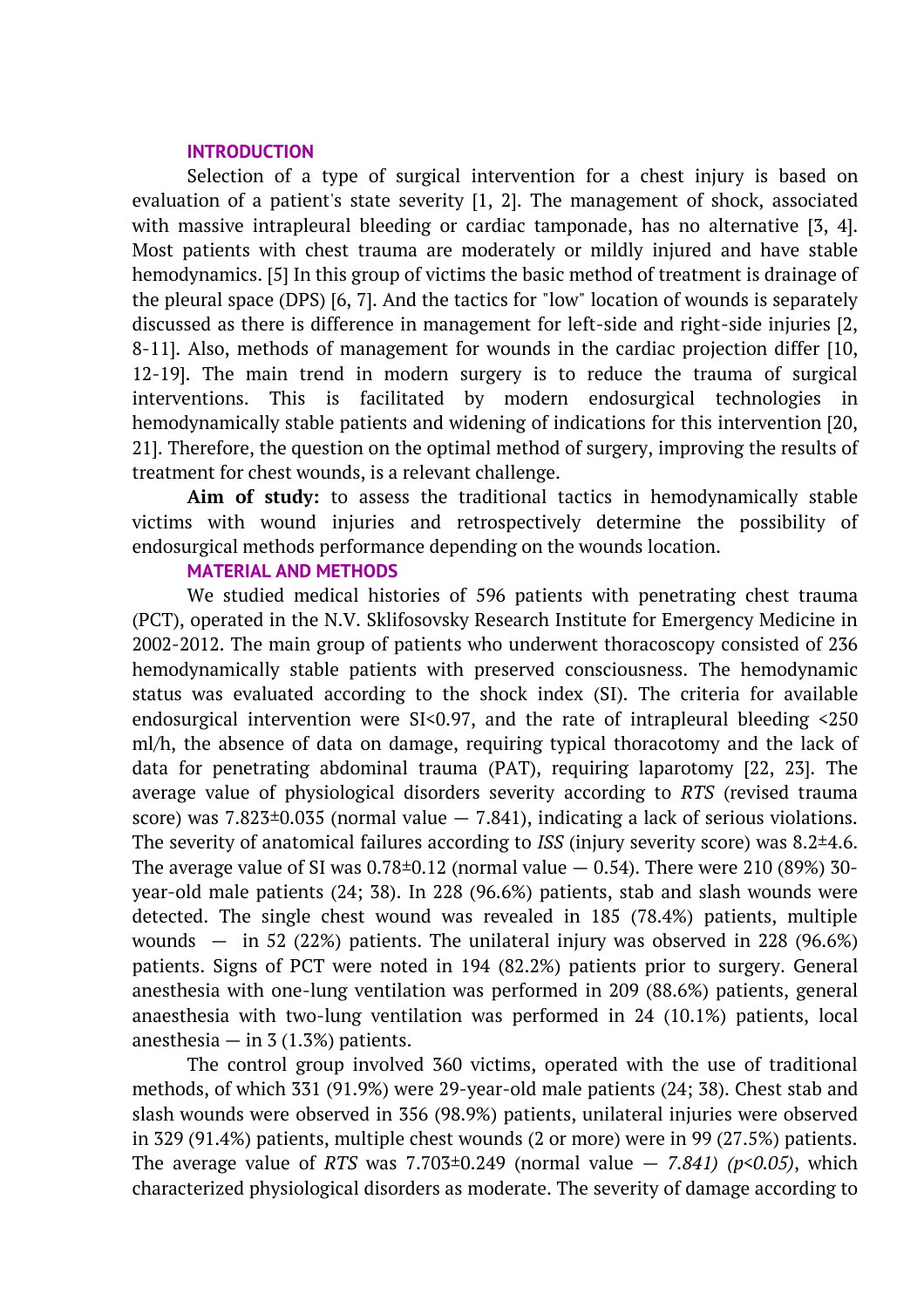## INTRODUCTION

Selection of a type of surgical intervention for a chest injury is based on evaluation of a patient's state severity [1, 2]. The management of shock, associated with massive intrapleural bleeding or cardiac tamponade, has no alternative [3, 4]. Most patients with chest trauma are moderately or mildly injured and have stable hemodynamics. [5] In this group of victims the basic method of treatment is drainage of the pleural space (DPS) [6, 7]. And the tactics for "low" location of wounds is separately discussed as there is difference in management for left-side and right-side injuries [2, 8-11]. Also, methods of management for wounds in the cardiac projection differ [10, 12-19]. The main trend in modern surgery is to reduce the trauma of surgical interventions. This is facilitated by modern endosurgical technologies in hemodynamically stable patients and widening of indications for this intervention [20, 21]. Therefore, the question on the optimal method of surgery, improving the results of treatment for chest wounds, is a relevant challenge.

**Aim of study:** to assess the traditional tactics in hemodynamically stable victims with wound injuries and retrospectively determine the possibility of endosurgical methods performance depending on the wounds location.

## MATERIAL AND METHODS

We studied medical histories of 596 patients with penetrating chest trauma (PCT), operated in the N.V. Sklifosovsky Research Institute for Emergency Medicine in 2002-2012. The main group of patients who underwent thoracoscopy consisted of 236 hemodynamically stable patients with preserved consciousness. The hemodynamic status was evaluated according to the shock index (SI). The criteria for available endosurgical intervention were SI<0.97, and the rate of intrapleural bleeding <250 ml/h, the absence of data on damage, requiring typical thoracotomy and the lack of data for penetrating abdominal trauma (PAT), requiring laparotomy [22, 23]. The average value of physiological disorders severity according to *RTS* (revised trauma score) was 7.823±0.035 (normal value — 7.841), indicating a lack of serious violations. The severity of anatomical failures according to *ISS* (injury severity score) was 8.2±4.6. The average value of SI was 0.78±0.12 (normal value — 0.54). There were 210 (89%) 30-year-old male patients (24; 38). In 228 (96.6%) patients, stab and slash wounds were detected. The single chest wound was revealed in 185 (78.4%) patients, multiple wounds — in 52 (22%) patients. The unilateral injury was observed in 228 (96.6%) patients. Signs of PCT were noted in 194 (82.2%) patients prior to surgery. General anesthesia with one-lung ventilation was performed in 209 (88.6%) patients, general anaesthesia with two-lung ventilation was performed in 24 (10.1%) patients, local anesthesia — in 3 (1.3%) patients.

The control group involved 360 victims, operated with the use of traditional methods, of which 331 (91.9%) were 29-year-old male patients (24; 38). Chest stab and slash wounds were observed in 356 (98.9%) patients, unilateral injuries were observed in 329 (91.4%) patients, multiple chest wounds (2 or more) were in 99 (27.5%) patients. The average value of *RTS* was 7.703±0.249 (normal value — *7.841) ($p<0.05$)*, which characterized physiological disorders as moderate. The severity of damage according to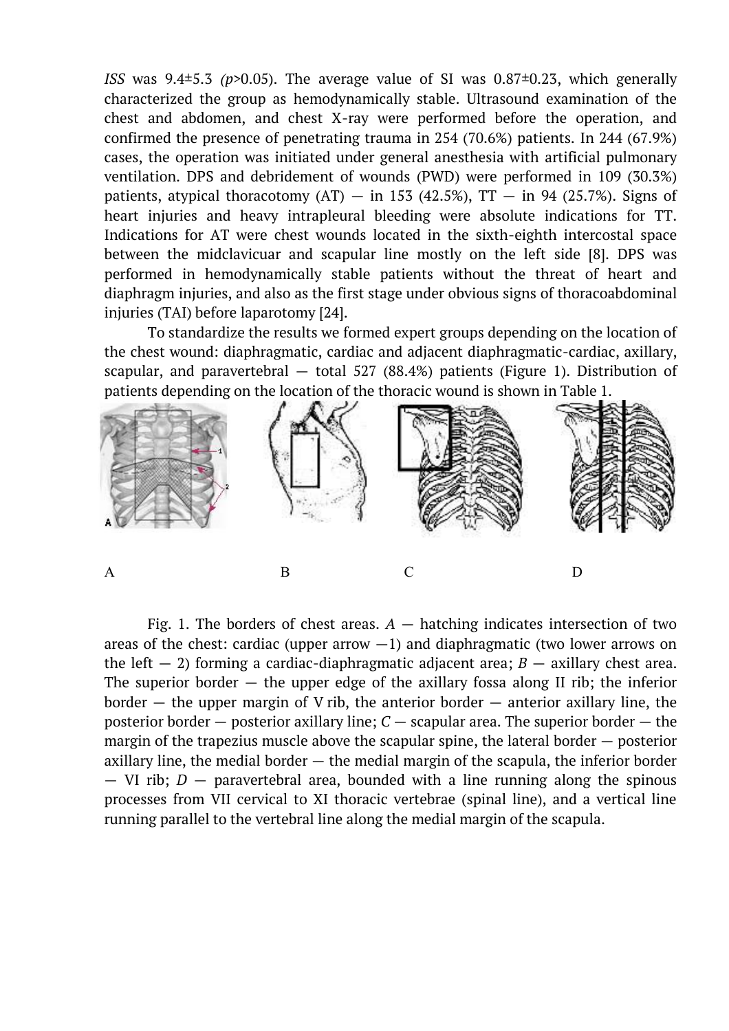*ISS* was 9.4±5.3 *(p*>0.05). The average value of SI was 0.87±0.23, which generally characterized the group as hemodynamically stable. Ultrasound examination of the chest and abdomen, and chest X-ray were performed before the operation, and confirmed the presence of penetrating trauma in 254 (70.6%) patients. In 244 (67.9%) cases, the operation was initiated under general anesthesia with artificial pulmonary ventilation. DPS and debridement of wounds (PWD) were performed in 109 (30.3%) patients, atypical thoracotomy (AT) — in 153 (42.5%), TT — in 94 (25.7%). Signs of heart injuries and heavy intrapleural bleeding were absolute indications for TT. Indications for AT were chest wounds located in the sixth-eighth intercostal space between the midclavicuar and scapular line mostly on the left side [8]. DPS was performed in hemodynamically stable patients without the threat of heart and diaphragm injuries, and also as the first stage under obvious signs of thoracoabdominal injuries (TAI) before laparotomy [24].

To standardize the results we formed expert groups depending on the location of the chest wound: diaphragmatic, cardiac and adjacent diaphragmatic-cardiac, axillary, scapular, and paravertebral — total 527 (88.4%) patients (Figure 1). Distribution of patients depending on the location of the thoracic wound is shown in Table 1.

A B C D

Fig. 1. The borders of chest areas. *A* — hatching indicates intersection of two areas of the chest: cardiac (upper arrow —1) and diaphragmatic (two lower arrows on the left — 2) forming a cardiac-diaphragmatic adjacent area; *B* — axillary chest area. The superior border — the upper edge of the axillary fossa along II rib; the inferior border — the upper margin of V rib, the anterior border — anterior axillary line, the posterior border — posterior axillary line; *C* — scapular area. The superior border — the margin of the trapezius muscle above the scapular spine, the lateral border — posterior axillary line, the medial border — the medial margin of the scapula, the inferior border — VI rib; *D* — paravertebral area, bounded with a line running along the spinous processes from VII cervical to XI thoracic vertebrae (spinal line), and a vertical line running parallel to the vertebral line along the medial margin of the scapula.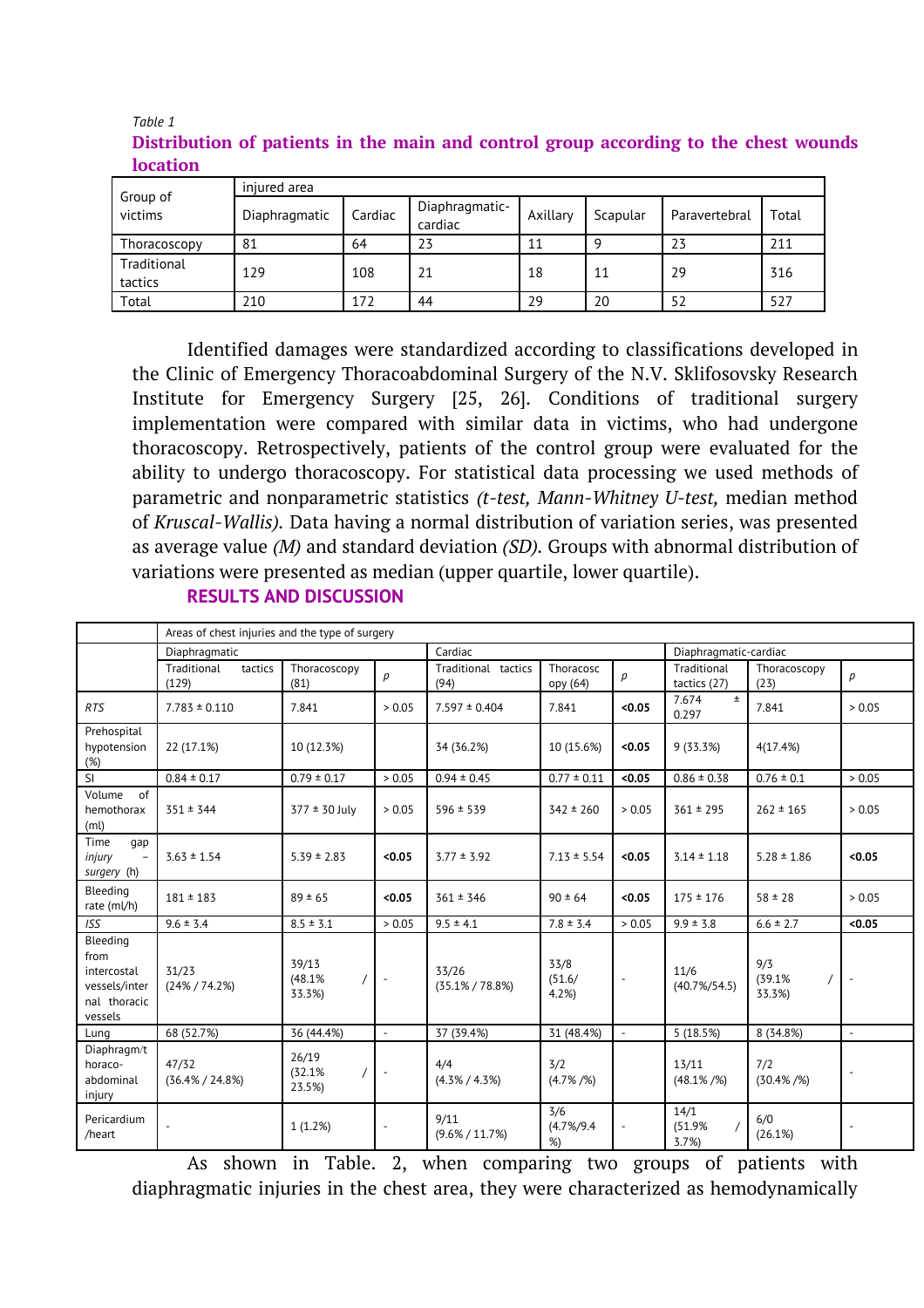*Table 1*

**Distribution of patients in the main and control group according to the chest wounds location**

| Group of victims | injured area | | | | | | |
|---|---|---|---|---|---|---|---|
| | Diaphragmatic | Cardiac | Diaphragmatic-cardiac | Axillary | Scapular | Paravertebral | Total |
| Thoracoscopy | 81 | 64 | 23 | 11 | 9 | 23 | 211 |
| Traditional tactics | 129 | 108 | 21 | 18 | 11 | 29 | 316 |
| Total | 210 | 172 | 44 | 29 | 20 | 52 | 527 |

Identified damages were standardized according to classifications developed in the Clinic of Emergency Thoracoabdominal Surgery of the N.V. Sklifosovsky Research Institute for Emergency Surgery [25, 26]. Conditions of traditional surgery implementation were compared with similar data in victims, who had undergone thoracoscopy. Retrospectively, patients of the control group were evaluated for the ability to undergo thoracoscopy. For statistical data processing we used methods of parametric and nonparametric statistics *(t-test, Mann-Whitney U-test,* median method of *Kruscal-Wallis).* Data having a normal distribution of variation series, was presented as average value *(M)* and standard deviation *(SD).* Groups with abnormal distribution of variations were presented as median (upper quartile, lower quartile).

## RESULTS AND DISCUSSION

| | Areas of chest injuries and the type of surgery | | | | | | | | |
|---|---|---|---|---|---|---|---|---|---|
| | Diaphragmatic | | | Cardiac | | | Diaphragmatic-cardiac | | |
| | Traditional tactics (129) | Thoracoscopy (81) | *p* | Traditional tactics (94) | Thoracoscopy (64) | *p* | Traditional tactics (27) | Thoracoscopy (23) | *p* |
| *RTS* | 7.783 ± 0.110 | 7.841 | > 0.05 | 7.597 ± 0.404 | 7.841 | **<0.05** | 7.674 ± 0.297 | 7.841 | > 0.05 |
| Prehospital hypotension (%) | 22 (17.1%) | 10 (12.3%) | | 34 (36.2%) | 10 (15.6%) | **<0.05** | 9 (33.3%) | 4(17.4%) | |
| SI | 0.84 ± 0.17 | 0.79 ± 0.17 | > 0.05 | 0.94 ± 0.45 | 0.77 ± 0.11 | **<0.05** | 0.86 ± 0.38 | 0.76 ± 0.1 | > 0.05 |
| Volume of hemothorax (ml) | 351 ± 344 | 377 ± 30 July | > 0.05 | 596 ± 539 | 342 ± 260 | > 0.05 | 361 ± 295 | 262 ± 165 | > 0.05 |
| Time gap *injury – surgery* (h) | 3.63 ± 1.54 | 5.39 ± 2.83 | **<0.05** | 3.77 ± 3.92 | 7.13 ± 5.54 | **<0.05** | 3.14 ± 1.18 | 5.28 ± 1.86 | **<0.05** |
| Bleeding rate (ml/h) | 181 ± 183 | 89 ± 65 | **<0.05** | 361 ± 346 | 90 ± 64 | **<0.05** | 175 ± 176 | 58 ± 28 | > 0.05 |
| *ISS* | 9.6 ± 3.4 | 8.5 ± 3.1 | > 0.05 | 9.5 ± 4.1 | 7.8 ± 3.4 | > 0.05 | 9.9 ± 3.8 | 6.6 ± 2.7 | **<0.05** |
| Bleeding from intercostal vessels/internal thoracic vessels | 31/23 (24% / 74.2%) | 39/13 (48.1% / 33.3%) | - | 33/26 (35.1% / 78.8%) | 33/8 (51.6/ 4.2%) | - | 11/6 (40.7%/54.5) | 9/3 (39.1% / 33.3%) | - |
| Lung | 68 (52.7%) | 36 (44.4%) | - | 37 (39.4%) | 31 (48.4%) | - | 5 (18.5%) | 8 (34.8%) | - |
| Diaphragm/thoraco-abdominal injury | 47/32 (36.4% / 24.8%) | 26/19 (32.1% / 23.5%) | - | 4/4 (4.3% / 4.3%) | 3/2 (4.7% /%) | | 13/11 (48.1% /%) | 7/2 (30.4% /%) | - |
| Pericardium /heart | - | 1 (1.2%) | - | 9/11 (9.6% / 11.7%) | 3/6 (4.7%/9.4 %) | - | 14/1 (51.9% / 3.7%) | 6/0 (26.1%) | - |

As shown in Table. 2, when comparing two groups of patients with diaphragmatic injuries in the chest area, they were characterized as hemodynamically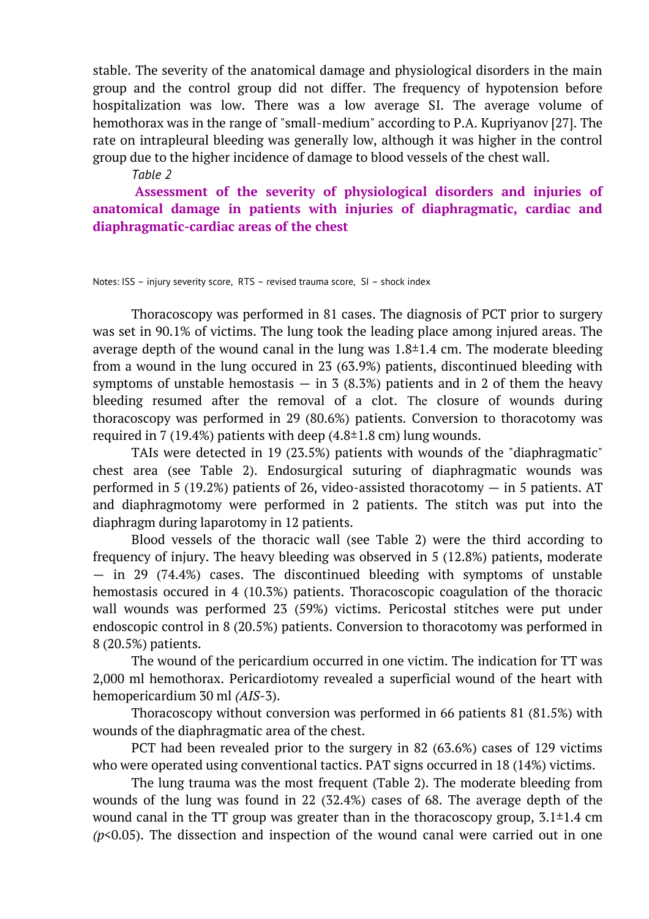stable. The severity of the anatomical damage and physiological disorders in the main group and the control group did not differ. The frequency of hypotension before hospitalization was low. There was a low average SI. The average volume of hemothorax was in the range of "small-medium" according to P.A. Kupriyanov [27]. The rate on intrapleural bleeding was generally low, although it was higher in the control group due to the higher incidence of damage to blood vessels of the chest wall.

*Table 2*

**Assessment of the severity of physiological disorders and injuries of anatomical damage in patients with injuries of diaphragmatic, cardiac and diaphragmatic-cardiac areas of the chest**

Notes: ISS – injury severity score, RTS – revised trauma score, SI – shock index

Thoracoscopy was performed in 81 cases. The diagnosis of PCT prior to surgery was set in 90.1% of victims. The lung took the leading place among injured areas. The average depth of the wound canal in the lung was 1.8±1.4 cm. The moderate bleeding from a wound in the lung occured in 23 (63.9%) patients, discontinued bleeding with symptoms of unstable hemostasis — in 3 (8.3%) patients and in 2 of them the heavy bleeding resumed after the removal of a clot. The closure of wounds during thoracoscopy was performed in 29 (80.6%) patients. Conversion to thoracotomy was required in 7 (19.4%) patients with deep (4.8±1.8 cm) lung wounds.

TAIs were detected in 19 (23.5%) patients with wounds of the "diaphragmatic" chest area (see Table 2). Endosurgical suturing of diaphragmatic wounds was performed in 5 (19.2%) patients of 26, video-assisted thoracotomy — in 5 patients. AT and diaphragmotomy were performed in 2 patients. The stitch was put into the diaphragm during laparotomy in 12 patients.

Blood vessels of the thoracic wall (see Table 2) were the third according to frequency of injury. The heavy bleeding was observed in 5 (12.8%) patients, moderate — in 29 (74.4%) cases. The discontinued bleeding with symptoms of unstable hemostasis occured in 4 (10.3%) patients. Thoracoscopic coagulation of the thoracic wall wounds was performed 23 (59%) victims. Pericostal stitches were put under endoscopic control in 8 (20.5%) patients. Conversion to thoracotomy was performed in 8 (20.5%) patients.

The wound of the pericardium occurred in one victim. The indication for TT was 2,000 ml hemothorax. Pericardiotomy revealed a superficial wound of the heart with hemopericardium 30 ml *(AIS*-3).

Thoracoscopy without conversion was performed in 66 patients 81 (81.5%) with wounds of the diaphragmatic area of the chest.

PCT had been revealed prior to the surgery in 82 (63.6%) cases of 129 victims who were operated using conventional tactics. PAT signs occurred in 18 (14%) victims.

The lung trauma was the most frequent (Table 2). The moderate bleeding from wounds of the lung was found in 22 (32.4%) cases of 68. The average depth of the wound canal in the TT group was greater than in the thoracoscopy group, 3.1±1.4 cm *(*$p<0.05$). The dissection and inspection of the wound canal were carried out in one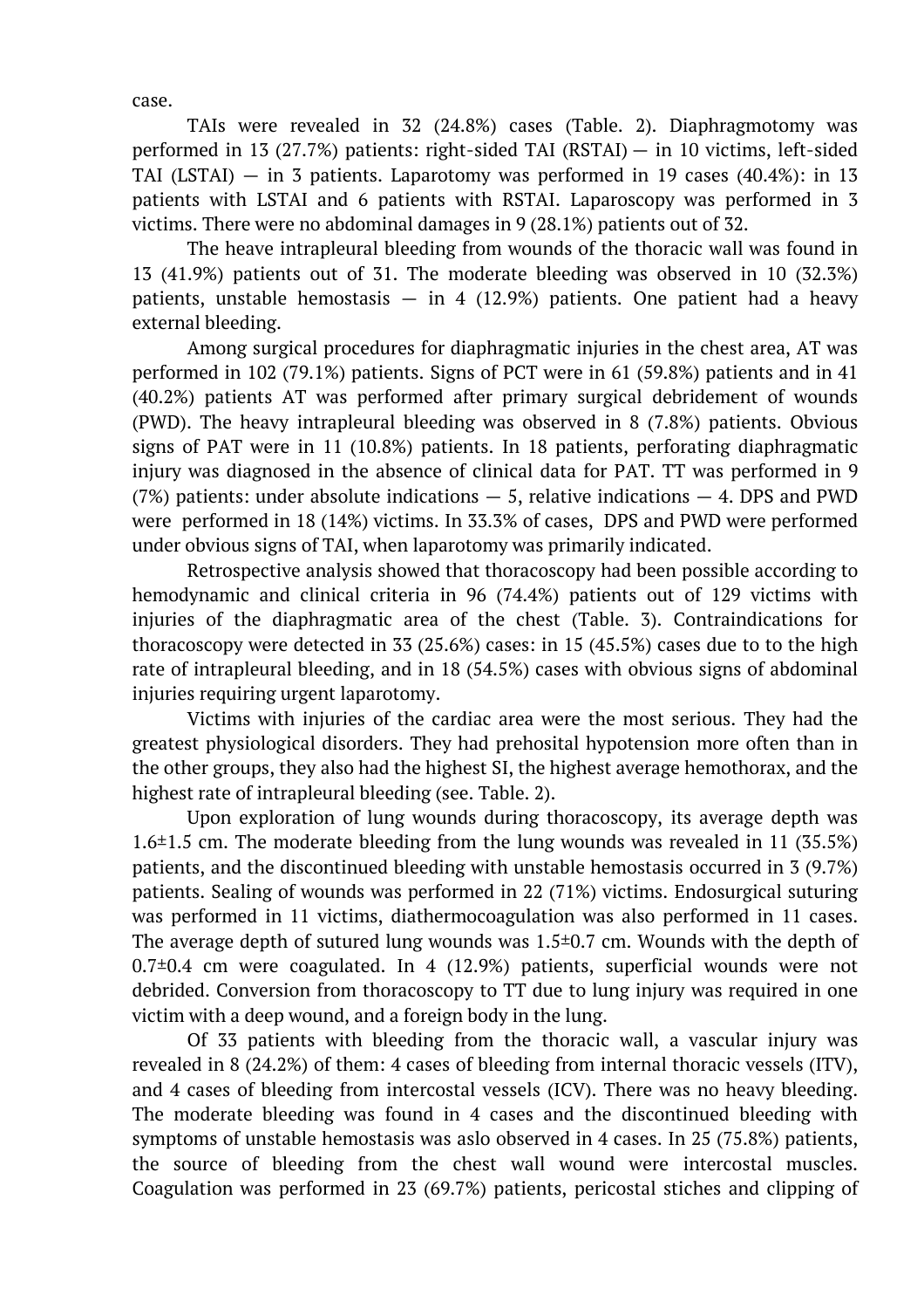case.

TAIs were revealed in 32 (24.8%) cases (Table. 2). Diaphragmotomy was performed in 13 (27.7%) patients: right-sided TAI (RSTAI) — in 10 victims, left-sided TAI (LSTAI) — in 3 patients. Laparotomy was performed in 19 cases (40.4%): in 13 patients with LSTAI and 6 patients with RSTAI. Laparoscopy was performed in 3 victims. There were no abdominal damages in 9 (28.1%) patients out of 32.

The heave intrapleural bleeding from wounds of the thoracic wall was found in 13 (41.9%) patients out of 31. The moderate bleeding was observed in 10 (32.3%) patients, unstable hemostasis — in 4 (12.9%) patients. One patient had a heavy external bleeding.

Among surgical procedures for diaphragmatic injuries in the chest area, AT was performed in 102 (79.1%) patients. Signs of PCT were in 61 (59.8%) patients and in 41 (40.2%) patients AT was performed after primary surgical debridement of wounds (PWD). The heavy intrapleural bleeding was observed in 8 (7.8%) patients. Obvious signs of PAT were in 11 (10.8%) patients. In 18 patients, perforating diaphragmatic injury was diagnosed in the absence of clinical data for PAT. TT was performed in 9 (7%) patients: under absolute indications — 5, relative indications — 4. DPS and PWD were performed in 18 (14%) victims. In 33.3% of cases, DPS and PWD were performed under obvious signs of TAI, when laparotomy was primarily indicated.

Retrospective analysis showed that thoracoscopy had been possible according to hemodynamic and clinical criteria in 96 (74.4%) patients out of 129 victims with injuries of the diaphragmatic area of the chest (Table. 3). Contraindications for thoracoscopy were detected in 33 (25.6%) cases: in 15 (45.5%) cases due to to the high rate of intrapleural bleeding, and in 18 (54.5%) cases with obvious signs of abdominal injuries requiring urgent laparotomy.

Victims with injuries of the cardiac area were the most serious. They had the greatest physiological disorders. They had prehosital hypotension more often than in the other groups, they also had the highest SI, the highest average hemothorax, and the highest rate of intrapleural bleeding (see. Table. 2).

Upon exploration of lung wounds during thoracoscopy, its average depth was 1.6±1.5 cm. The moderate bleeding from the lung wounds was revealed in 11 (35.5%) patients, and the discontinued bleeding with unstable hemostasis occurred in 3 (9.7%) patients. Sealing of wounds was performed in 22 (71%) victims. Endosurgical suturing was performed in 11 victims, diathermocoagulation was also performed in 11 cases. The average depth of sutured lung wounds was 1.5±0.7 cm. Wounds with the depth of 0.7±0.4 cm were coagulated. In 4 (12.9%) patients, superficial wounds were not debrided. Conversion from thoracoscopy to TT due to lung injury was required in one victim with a deep wound, and a foreign body in the lung.

Of 33 patients with bleeding from the thoracic wall, a vascular injury was revealed in 8 (24.2%) of them: 4 cases of bleeding from internal thoracic vessels (ITV), and 4 cases of bleeding from intercostal vessels (ICV). There was no heavy bleeding. The moderate bleeding was found in 4 cases and the discontinued bleeding with symptoms of unstable hemostasis was aslo observed in 4 cases. In 25 (75.8%) patients, the source of bleeding from the chest wall wound were intercostal muscles. Coagulation was performed in 23 (69.7%) patients, pericostal stiches and clipping of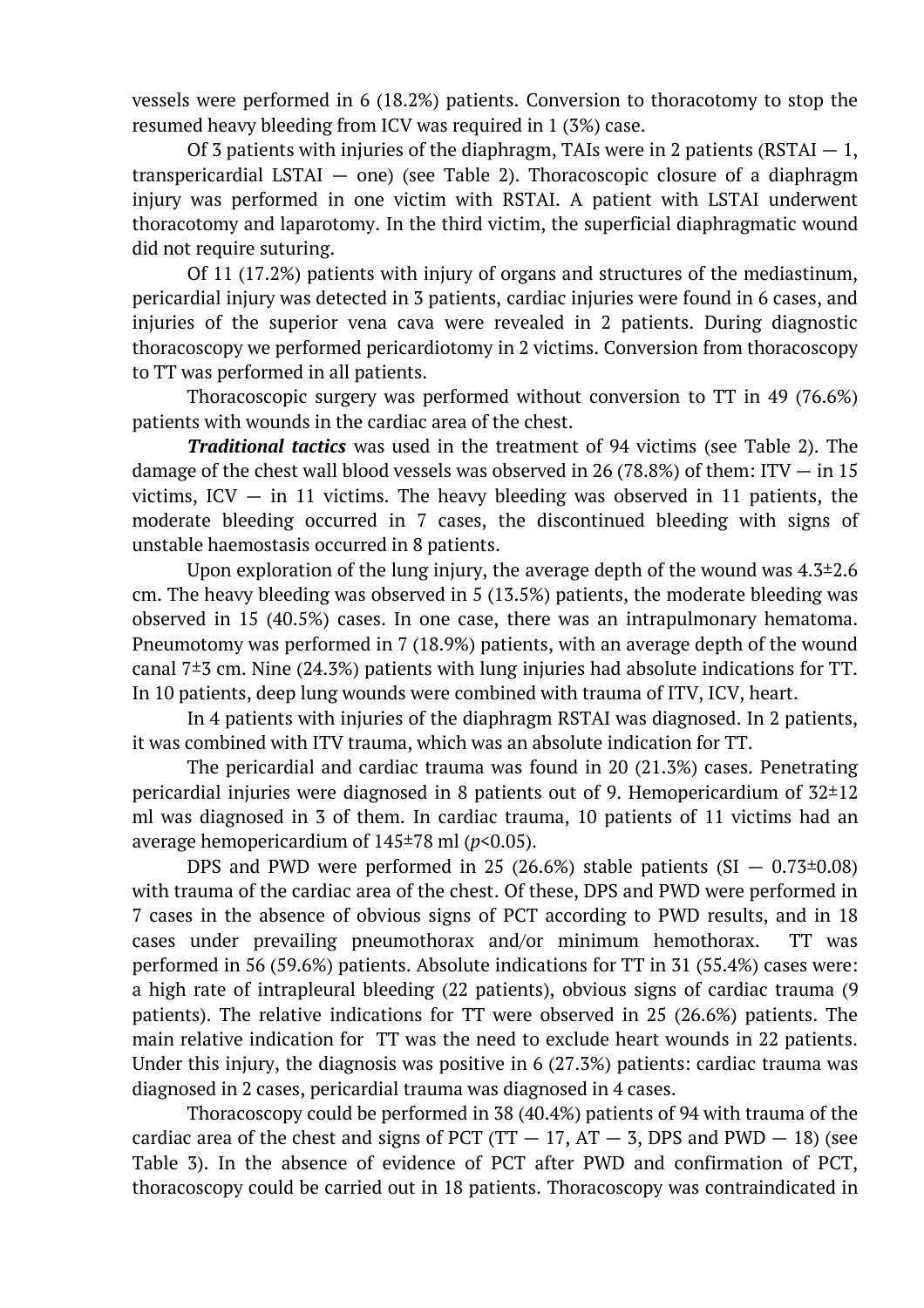vessels were performed in 6 (18.2%) patients. Conversion to thoracotomy to stop the resumed heavy bleeding from ICV was required in 1 (3%) case.

Of 3 patients with injuries of the diaphragm, TAIs were in 2 patients (RSTAI — 1, transpericardial LSTAI — one) (see Table 2). Thoracoscopic closure of a diaphragm injury was performed in one victim with RSTAI. A patient with LSTAI underwent thoracotomy and laparotomy. In the third victim, the superficial diaphragmatic wound did not require suturing.

Of 11 (17.2%) patients with injury of organs and structures of the mediastinum, pericardial injury was detected in 3 patients, cardiac injuries were found in 6 cases, and injuries of the superior vena cava were revealed in 2 patients. During diagnostic thoracoscopy we performed pericardiotomy in 2 victims. Conversion from thoracoscopy to TT was performed in all patients.

Thoracoscopic surgery was performed without conversion to TT in 49 (76.6%) patients with wounds in the cardiac area of the chest.

***Traditional tactics*** was used in the treatment of 94 victims (see Table 2). The damage of the chest wall blood vessels was observed in 26 (78.8%) of them: ITV — in 15 victims, ICV — in 11 victims. The heavy bleeding was observed in 11 patients, the moderate bleeding occurred in 7 cases, the discontinued bleeding with signs of unstable haemostasis occurred in 8 patients.

Upon exploration of the lung injury, the average depth of the wound was 4.3±2.6 cm. The heavy bleeding was observed in 5 (13.5%) patients, the moderate bleeding was observed in 15 (40.5%) cases. In one case, there was an intrapulmonary hematoma. Pneumotomy was performed in 7 (18.9%) patients, with an average depth of the wound canal 7±3 cm. Nine (24.3%) patients with lung injuries had absolute indications for TT. In 10 patients, deep lung wounds were combined with trauma of ITV, ICV, heart.

In 4 patients with injuries of the diaphragm RSTAI was diagnosed. In 2 patients, it was combined with ITV trauma, which was an absolute indication for TT.

The pericardial and cardiac trauma was found in 20 (21.3%) cases. Penetrating pericardial injuries were diagnosed in 8 patients out of 9. Hemopericardium of 32±12 ml was diagnosed in 3 of them. In cardiac trauma, 10 patients of 11 victims had an average hemopericardium of 145±78 ml ($p<0.05$).

DPS and PWD were performed in 25 (26.6%) stable patients (SI — 0.73±0.08) with trauma of the cardiac area of the chest. Of these, DPS and PWD were performed in 7 cases in the absence of obvious signs of PCT according to PWD results, and in 18 cases under prevailing pneumothorax and/or minimum hemothorax. TT was performed in 56 (59.6%) patients. Absolute indications for TT in 31 (55.4%) cases were: a high rate of intrapleural bleeding (22 patients), obvious signs of cardiac trauma (9 patients). The relative indications for TT were observed in 25 (26.6%) patients. The main relative indication for TT was the need to exclude heart wounds in 22 patients. Under this injury, the diagnosis was positive in 6 (27.3%) patients: cardiac trauma was diagnosed in 2 cases, pericardial trauma was diagnosed in 4 cases.

Thoracoscopy could be performed in 38 (40.4%) patients of 94 with trauma of the cardiac area of the chest and signs of PCT (TT — 17, AT — 3, DPS and PWD — 18) (see Table 3). In the absence of evidence of PCT after PWD and confirmation of PCT, thoracoscopy could be carried out in 18 patients. Thoracoscopy was contraindicated in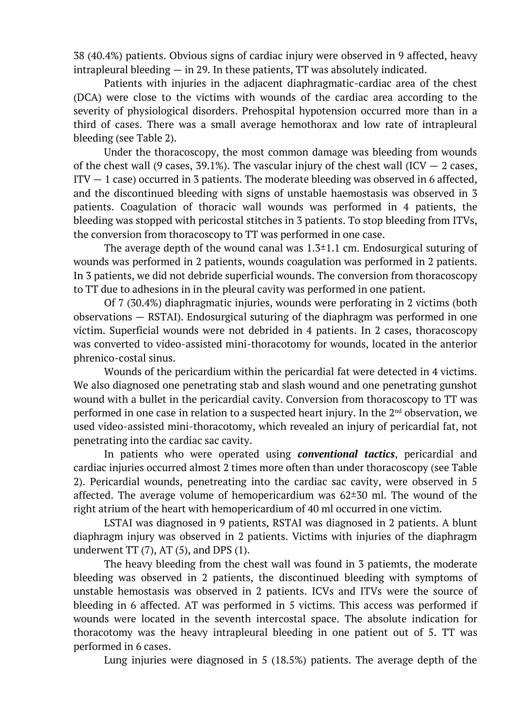38 (40.4%) patients. Obvious signs of cardiac injury were observed in 9 affected, heavy intrapleural bleeding — in 29. In these patients, TT was absolutely indicated.

Patients with injuries in the adjacent diaphragmatic-cardiac area of the chest (DCA) were close to the victims with wounds of the cardiac area according to the severity of physiological disorders. Prehospital hypotension occurred more than in a third of cases. There was a small average hemothorax and low rate of intrapleural bleeding (see Table 2).

Under the thoracoscopy, the most common damage was bleeding from wounds of the chest wall (9 cases, 39.1%). The vascular injury of the chest wall (ICV — 2 cases, ITV — 1 case) occurred in 3 patients. The moderate bleeding was observed in 6 affected, and the discontinued bleeding with signs of unstable haemostasis was observed in 3 patients. Coagulation of thoracic wall wounds was performed in 4 patients, the bleeding was stopped with pericostal stitches in 3 patients. To stop bleeding from ITVs, the conversion from thoracoscopy to TT was performed in one case.

The average depth of the wound canal was 1.3±1.1 cm. Endosurgical suturing of wounds was performed in 2 patients, wounds coagulation was performed in 2 patients. In 3 patients, we did not debride superficial wounds. The conversion from thoracoscopy to TT due to adhesions in in the pleural cavity was performed in one patient.

Of 7 (30.4%) diaphragmatic injuries, wounds were perforating in 2 victims (both observations — RSTAI). Endosurgical suturing of the diaphragm was performed in one victim. Superficial wounds were not debrided in 4 patients. In 2 cases, thoracoscopy was converted to video-assisted mini-thoracotomy for wounds, located in the anterior phrenico-costal sinus.

Wounds of the pericardium within the pericardial fat were detected in 4 victims. We also diagnosed one penetrating stab and slash wound and one penetrating gunshot wound with a bullet in the pericardial cavity. Conversion from thoracoscopy to TT was performed in one case in relation to a suspected heart injury. In the 2nd observation, we used video-assisted mini-thoracotomy, which revealed an injury of pericardial fat, not penetrating into the cardiac sac cavity.

In patients who were operated using ***conventional tactics***, pericardial and cardiac injuries occurred almost 2 times more often than under thoracoscopy (see Table 2). Pericardial wounds, penetreating into the cardiac sac cavity, were observed in 5 affected. The average volume of hemopericardium was 62±30 ml. The wound of the right atrium of the heart with hemopericardium of 40 ml occurred in one victim.

LSTAI was diagnosed in 9 patients, RSTAI was diagnosed in 2 patients. A blunt diaphragm injury was observed in 2 patients. Victims with injuries of the diaphragm underwent TT (7), AT (5), and DPS (1).

The heavy bleeding from the chest wall was found in 3 patiemts, the moderate bleeding was observed in 2 patients, the discontinued bleeding with symptoms of unstable hemostasis was observed in 2 patients. ICVs and ITVs were the source of bleeding in 6 affected. AT was performed in 5 victims. This access was performed if wounds were located in the seventh intercostal space. The absolute indication for thoracotomy was the heavy intrapleural bleeding in one patient out of 5. TT was performed in 6 cases.

Lung injuries were diagnosed in 5 (18.5%) patients. The average depth of the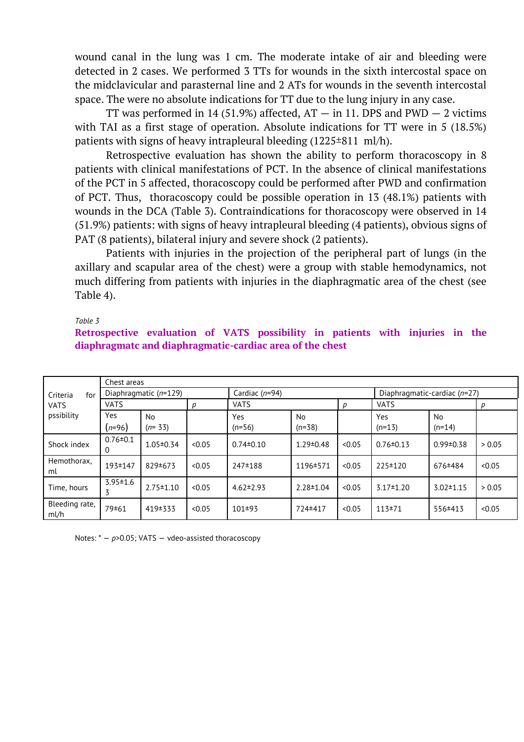wound canal in the lung was 1 cm. The moderate intake of air and bleeding were detected in 2 cases. We performed 3 TTs for wounds in the sixth intercostal space on the midclavicular and parasternal line and 2 ATs for wounds in the seventh intercostal space. The were no absolute indications for TT due to the lung injury in any case.

TT was performed in 14 (51.9%) affected, AT — in 11. DPS and PWD — 2 victims with TAI as a first stage of operation. Absolute indications for TT were in 5 (18.5%) patients with signs of heavy intrapleural bleeding (1225±811 ml/h).

Retrospective evaluation has shown the ability to perform thoracoscopy in 8 patients with clinical manifestations of PCT. In the absence of clinical manifestations of the PCT in 5 affected, thoracoscopy could be performed after PWD and confirmation of PCT. Thus, thoracoscopy could be possible operation in 13 (48.1%) patients with wounds in the DCA (Table 3). Contraindications for thoracoscopy were observed in 14 (51.9%) patients: with signs of heavy intrapleural bleeding (4 patients), obvious signs of PAT (8 patients), bilateral injury and severe shock (2 patients).

Patients with injuries in the projection of the peripheral part of lungs (in the axillary and scapular area of the chest) were a group with stable hemodynamics, not much differing from patients with injuries in the diaphragmatic area of the chest (see Table 4).

*Table 3*

**Retrospective evaluation of VATS possibility in patients with injuries in the diaphragmatc and diaphragmatic-cardiac area of the chest**

| Criteria for VATS pssibility | Chest areas | | | | | | | | |
|---|---|---|---|---|---|---|---|---|---|
| | Diaphragmatic (*n*=129) | | | Cardiac (*n*=94) | | | Diaphragmatic-cardiac (*n*=27) | | |
| | VATS | | *p* | VATS | | *p* | VATS | | *p* |
| | Yes (*n*=96) | No (*n*= 33) | | Yes (n=56) | No (n=38) | | Yes (n=13) | No (n=14) | |
| Shock index | 0.76±0.10 | 1.05±0.34 | <0.05 | 0.74±0.10 | 1.29±0.48 | <0.05 | 0.76±0.13 | 0.99±0.38 | > 0.05 |
| Hemothorax, ml | 193±147 | 829±673 | <0.05 | 247±188 | 1196±571 | <0.05 | 225±120 | 676±484 | <0.05 |
| Time, hours | 3.95±1.63 | 2.75±1.10 | <0.05 | 4.62±2.93 | 2.28±1.04 | <0.05 | 3.17±1.20 | 3.02±1.15 | > 0.05 |
| Bleeding rate, ml/h | 79±61 | 419±333 | <0.05 | 101±93 | 724±417 | <0.05 | 113±71 | 556±413 | <0.05 |

Notes: * — *p*>0.05; VATS — vdeo-assisted thoracoscopy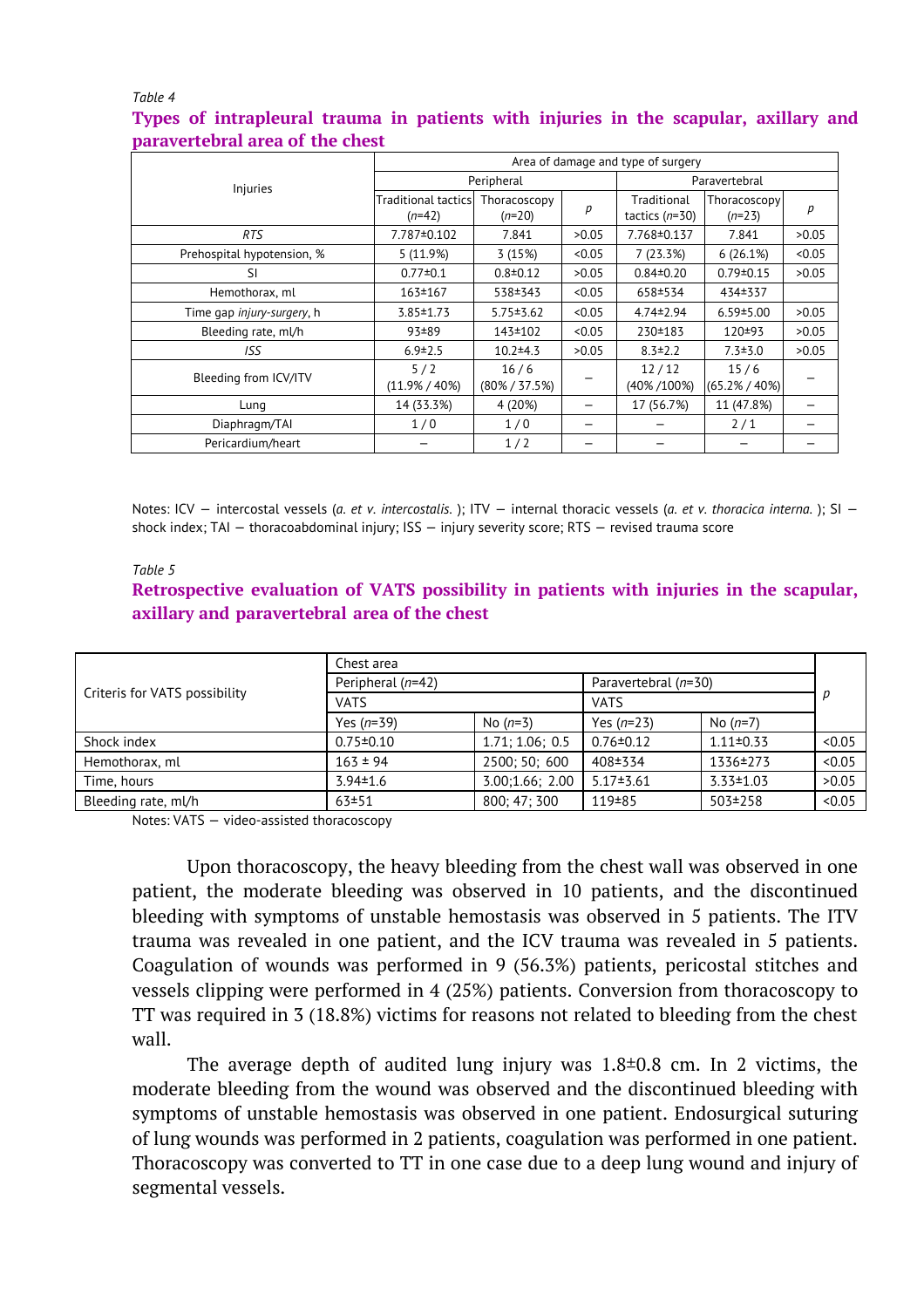*Table 4*

**Types of intrapleural trauma in patients with injuries in the scapular, axillary and paravertebral area of the chest**

| Injuries | Area of damage and type of surgery | | | | | |
|---|---|---|---|---|---|---|
| | Peripheral | | | Paravertebral | | |
| | Traditional tactics (*n*=42) | Thoracoscopy (*n*=20) | *p* | Traditional tactics (*n*=30) | Thoracoscopy (*n*=23) | *p* |
| *RTS* | 7.787±0.102 | 7.841 | >0.05 | 7.768±0.137 | 7.841 | >0.05 |
| Prehospital hypotension, % | 5 (11.9%) | 3 (15%) | <0.05 | 7 (23.3%) | 6 (26.1%) | <0.05 |
| SI | 0.77±0.1 | 0.8±0.12 | >0.05 | 0.84±0.20 | 0.79±0.15 | >0.05 |
| Hemothorax, ml | 163±167 | 538±343 | <0.05 | 658±534 | 434±337 | |
| Time gap *injury-surgery*, h | 3.85±1.73 | 5.75±3.62 | <0.05 | 4.74±2.94 | 6.59±5.00 | >0.05 |
| Bleeding rate, ml/h | 93±89 | 143±102 | <0.05 | 230±183 | 120±93 | >0.05 |
| *ISS* | 6.9±2.5 | 10.2±4.3 | >0.05 | 8.3±2.2 | 7.3±3.0 | >0.05 |
| Bleeding from ICV/ITV | 5 / 2 (11.9% / 40%) | 16 / 6 (80% / 37.5%) | – | 12 / 12 (40% /100%) | 15 / 6 (65.2% / 40%) | – |
| Lung | 14 (33.3%) | 4 (20%) | – | 17 (56.7%) | 11 (47.8%) | – |
| Diaphragm/TAI | 1 / 0 | 1 / 0 | – | – | 2 / 1 | – |
| Pericardium/heart | – | 1 / 2 | – | – | – | – |

Notes: ICV — intercostal vessels (*a. et v. intercostalis.* ); ITV — internal thoracic vessels (*a. et v. thoracica interna.* ); SI — shock index; TAI — thoracoabdominal injury; ISS — injury severity score; RTS — revised trauma score

*Table 5*

**Retrospective evaluation of VATS possibility in patients with injuries in the scapular, axillary and paravertebral area of the chest**

| Criteris for VATS possibility | Chest area | | | | *p* |
|---|---|---|---|---|---|
| | Peripheral (*n*=42) | | Paravertebral (*n*=30) | | |
| | VATS | | VATS | | |
| | Yes (*n*=39) | No (*n*=3) | Yes (*n*=23) | No (*n*=7) | |
| Shock index | 0.75±0.10 | 1.71; 1.06; 0.5 | 0.76±0.12 | 1.11±0.33 | <0.05 |
| Hemothorax, ml | 163 ± 94 | 2500; 50; 600 | 408±334 | 1336±273 | <0.05 |
| Time, hours | 3.94±1.6 | 3.00;1.66; 2.00 | 5.17±3.61 | 3.33±1.03 | >0.05 |
| Bleeding rate, ml/h | 63±51 | 800; 47; 300 | 119±85 | 503±258 | <0.05 |

Notes: VATS — video-assisted thoracoscopy

Upon thoracoscopy, the heavy bleeding from the chest wall was observed in one patient, the moderate bleeding was observed in 10 patients, and the discontinued bleeding with symptoms of unstable hemostasis was observed in 5 patients. The ITV trauma was revealed in one patient, and the ICV trauma was revealed in 5 patients. Coagulation of wounds was performed in 9 (56.3%) patients, pericostal stitches and vessels clipping were performed in 4 (25%) patients. Conversion from thoracoscopy to TT was required in 3 (18.8%) victims for reasons not related to bleeding from the chest wall.

The average depth of audited lung injury was 1.8±0.8 cm. In 2 victims, the moderate bleeding from the wound was observed and the discontinued bleeding with symptoms of unstable hemostasis was observed in one patient. Endosurgical suturing of lung wounds was performed in 2 patients, coagulation was performed in one patient. Thoracoscopy was converted to TT in one case due to a deep lung wound and injury of segmental vessels.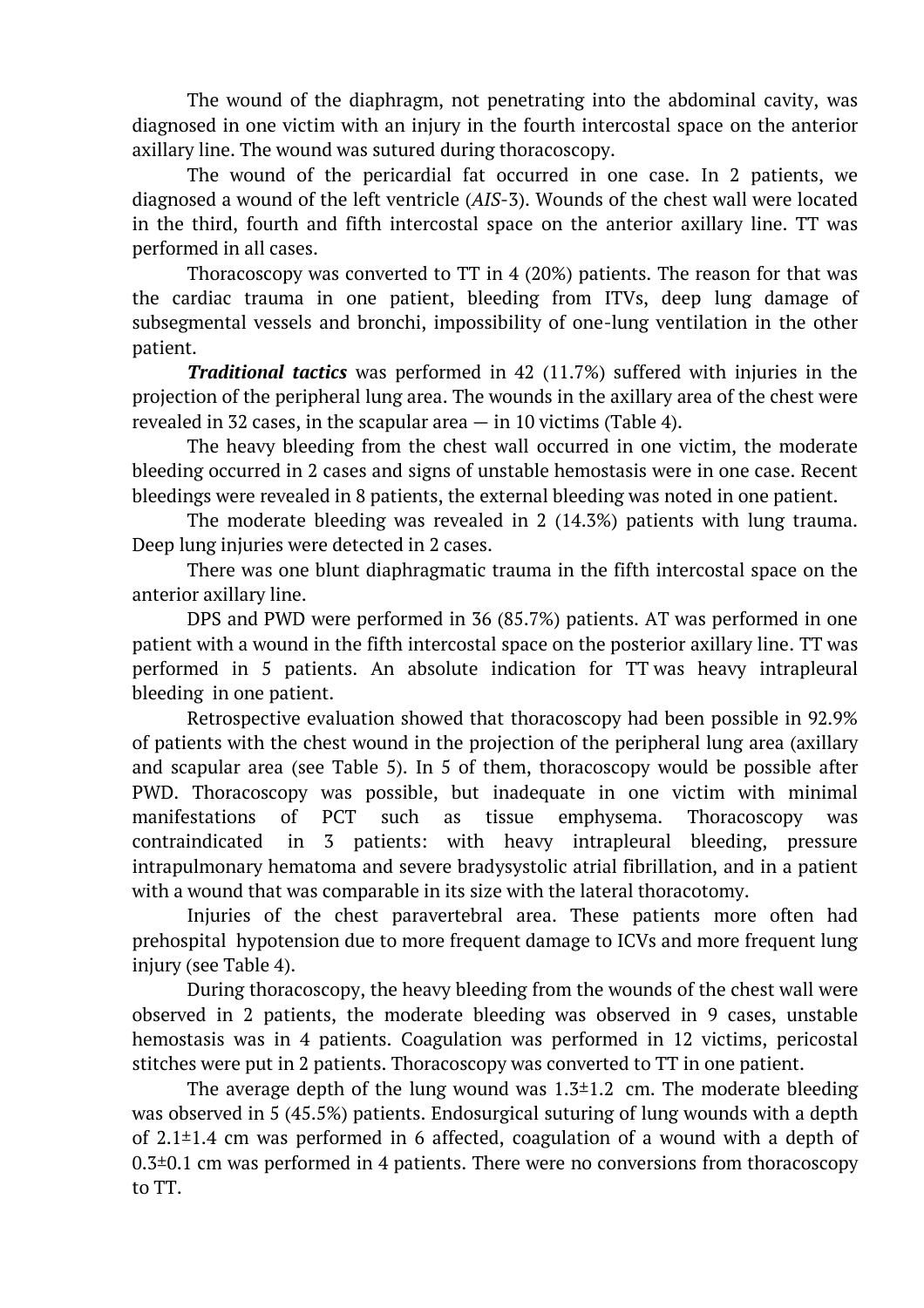The wound of the diaphragm, not penetrating into the abdominal cavity, was diagnosed in one victim with an injury in the fourth intercostal space on the anterior axillary line. The wound was sutured during thoracoscopy.

The wound of the pericardial fat occurred in one case. In 2 patients, we diagnosed a wound of the left ventricle (*AIS*-3). Wounds of the chest wall were located in the third, fourth and fifth intercostal space on the anterior axillary line. TT was performed in all cases.

Thoracoscopy was converted to TT in 4 (20%) patients. The reason for that was the cardiac trauma in one patient, bleeding from ITVs, deep lung damage of subsegmental vessels and bronchi, impossibility of one-lung ventilation in the other patient.

***Traditional tactics*** was performed in 42 (11.7%) suffered with injuries in the projection of the peripheral lung area. The wounds in the axillary area of the chest were revealed in 32 cases, in the scapular area — in 10 victims (Table 4).

The heavy bleeding from the chest wall occurred in one victim, the moderate bleeding occurred in 2 cases and signs of unstable hemostasis were in one case. Recent bleedings were revealed in 8 patients, the external bleeding was noted in one patient.

The moderate bleeding was revealed in 2 (14.3%) patients with lung trauma. Deep lung injuries were detected in 2 cases.

There was one blunt diaphragmatic trauma in the fifth intercostal space on the anterior axillary line.

DPS and PWD were performed in 36 (85.7%) patients. AT was performed in one patient with a wound in the fifth intercostal space on the posterior axillary line. TT was performed in 5 patients. An absolute indication for TT was heavy intrapleural bleeding in one patient.

Retrospective evaluation showed that thoracoscopy had been possible in 92.9% of patients with the chest wound in the projection of the peripheral lung area (axillary and scapular area (see Table 5). In 5 of them, thoracoscopy would be possible after PWD. Thoracoscopy was possible, but inadequate in one victim with minimal manifestations of PCT such as tissue emphysema. Thoracoscopy was contraindicated in 3 patients: with heavy intrapleural bleeding, pressure intrapulmonary hematoma and severe bradysystolic atrial fibrillation, and in a patient with a wound that was comparable in its size with the lateral thoracotomy.

Injuries of the chest paravertebral area. These patients more often had prehospital hypotension due to more frequent damage to ICVs and more frequent lung injury (see Table 4).

During thoracoscopy, the heavy bleeding from the wounds of the chest wall were observed in 2 patients, the moderate bleeding was observed in 9 cases, unstable hemostasis was in 4 patients. Coagulation was performed in 12 victims, pericostal stitches were put in 2 patients. Thoracoscopy was converted to TT in one patient.

The average depth of the lung wound was 1.3±1.2 cm. The moderate bleeding was observed in 5 (45.5%) patients. Endosurgical suturing of lung wounds with a depth of 2.1±1.4 cm was performed in 6 affected, coagulation of a wound with a depth of 0.3±0.1 cm was performed in 4 patients. There were no conversions from thoracoscopy to TT.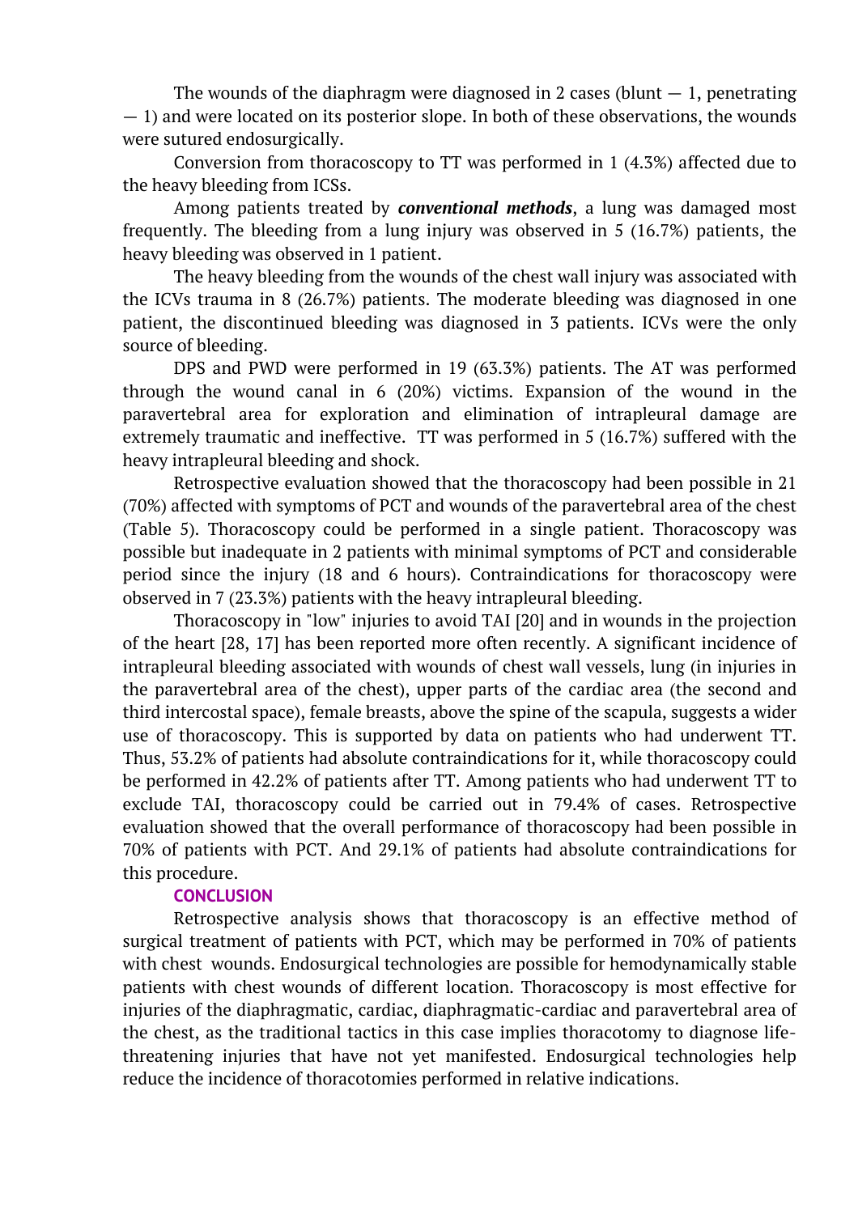The wounds of the diaphragm were diagnosed in 2 cases (blunt — 1, penetrating — 1) and were located on its posterior slope. In both of these observations, the wounds were sutured endosurgically.

Conversion from thoracoscopy to TT was performed in 1 (4.3%) affected due to the heavy bleeding from ICSs.

Among patients treated by ***conventional methods***, a lung was damaged most frequently. The bleeding from a lung injury was observed in 5 (16.7%) patients, the heavy bleeding was observed in 1 patient.

The heavy bleeding from the wounds of the chest wall injury was associated with the ICVs trauma in 8 (26.7%) patients. The moderate bleeding was diagnosed in one patient, the discontinued bleeding was diagnosed in 3 patients. ICVs were the only source of bleeding.

DPS and PWD were performed in 19 (63.3%) patients. The AT was performed through the wound canal in 6 (20%) victims. Expansion of the wound in the paravertebral area for exploration and elimination of intrapleural damage are extremely traumatic and ineffective. TT was performed in 5 (16.7%) suffered with the heavy intrapleural bleeding and shock.

Retrospective evaluation showed that the thoracoscopy had been possible in 21 (70%) affected with symptoms of PCT and wounds of the paravertebral area of the chest (Table 5). Thoracoscopy could be performed in a single patient. Thoracoscopy was possible but inadequate in 2 patients with minimal symptoms of PCT and considerable period since the injury (18 and 6 hours). Contraindications for thoracoscopy were observed in 7 (23.3%) patients with the heavy intrapleural bleeding.

Thoracoscopy in "low" injuries to avoid TAI [20] and in wounds in the projection of the heart [28, 17] has been reported more often recently. A significant incidence of intrapleural bleeding associated with wounds of chest wall vessels, lung (in injuries in the paravertebral area of the chest), upper parts of the cardiac area (the second and third intercostal space), female breasts, above the spine of the scapula, suggests a wider use of thoracoscopy. This is supported by data on patients who had underwent TT. Thus, 53.2% of patients had absolute contraindications for it, while thoracoscopy could be performed in 42.2% of patients after TT. Among patients who had underwent TT to exclude TAI, thoracoscopy could be carried out in 79.4% of cases. Retrospective evaluation showed that the overall performance of thoracoscopy had been possible in 70% of patients with PCT. And 29.1% of patients had absolute contraindications for this procedure.

## CONCLUSION

Retrospective analysis shows that thoracoscopy is an effective method of surgical treatment of patients with PCT, which may be performed in 70% of patients with chest wounds. Endosurgical technologies are possible for hemodynamically stable patients with chest wounds of different location. Thoracoscopy is most effective for injuries of the diaphragmatic, cardiac, diaphragmatic-cardiac and paravertebral area of the chest, as the traditional tactics in this case implies thoracotomy to diagnose life-threatening injuries that have not yet manifested. Endosurgical technologies help reduce the incidence of thoracotomies performed in relative indications.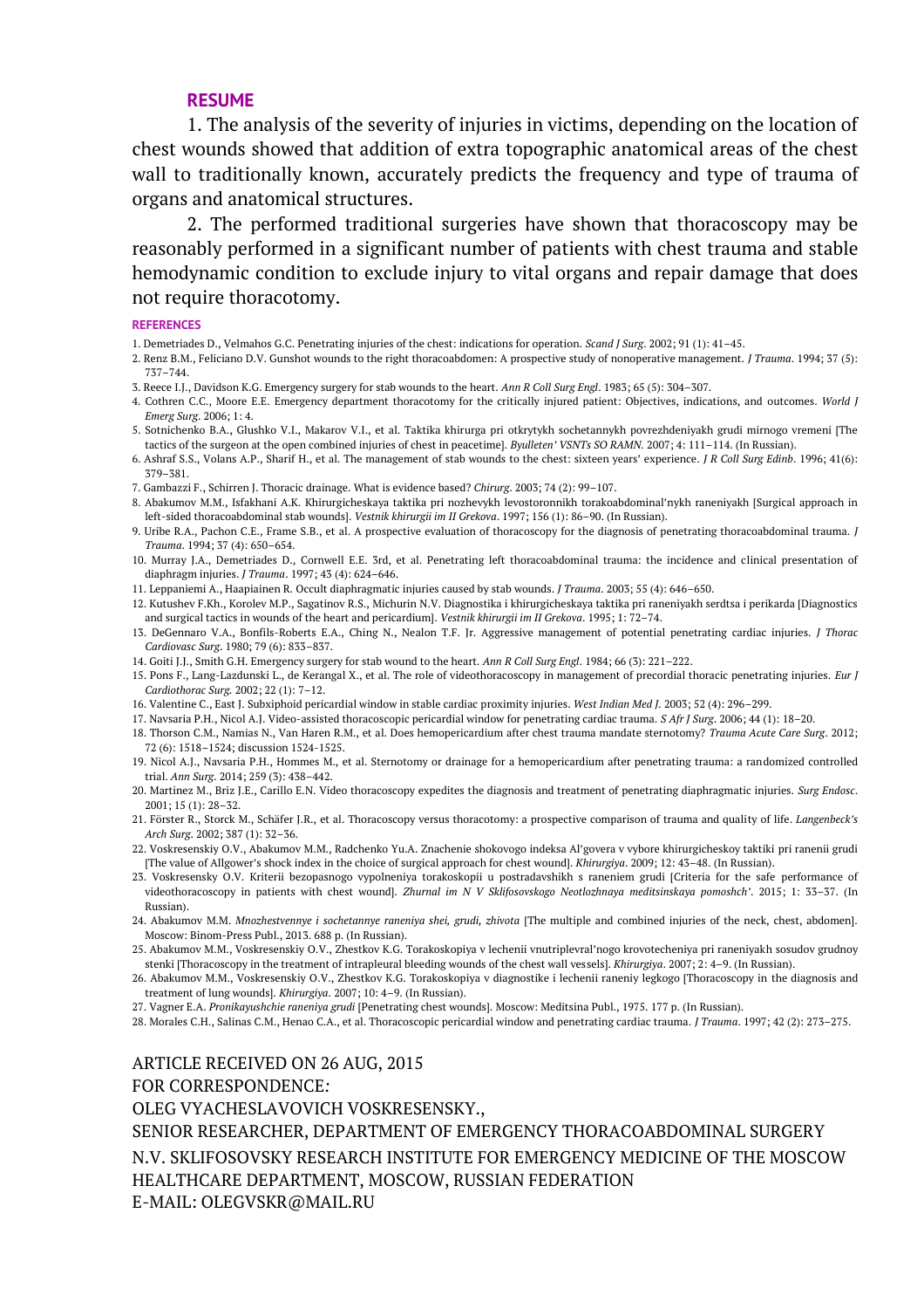## RESUME

1. The analysis of the severity of injuries in victims, depending on the location of chest wounds showed that addition of extra topographic anatomical areas of the chest wall to traditionally known, accurately predicts the frequency and type of trauma of organs and anatomical structures.

2. The performed traditional surgeries have shown that thoracoscopy may be reasonably performed in a significant number of patients with chest trauma and stable hemodynamic condition to exclude injury to vital organs and repair damage that does not require thoracotomy.

## REFERENCES

1. Demetriades D., Velmahos G.C. Penetrating injuries of the chest: indications for operation. *Scand J Surg*. 2002; 91 (1): 41–45.
2. Renz B.M., Feliciano D.V. Gunshot wounds to the right thoracoabdomen: A prospective study of nonoperative management. *J Trauma*. 1994; 37 (5): 737–744.
3. Reece I.J., Davidson K.G. Emergency surgery for stab wounds to the heart. *Ann R Coll Surg Engl*. 1983; 65 (5): 304–307.
4. Cothren C.C., Moore E.E. Emergency department thoracotomy for the critically injured patient: Objectives, indications, and outcomes. *World J Emerg Surg*. 2006; 1: 4.
5. Sotnichenko B.A., Glushko V.I., Makarov V.I., et al. Taktika khirurga pri otkrytykh sochetannykh povrezhdeniyakh grudi mirnogo vremeni [The tactics of the surgeon at the open combined injuries of chest in peacetime]. *Byulleten' VSNTs SO RAMN*. 2007; 4: 111–114. (In Russian).
6. Ashraf S.S., Volans A.P., Sharif H., et al. The management of stab wounds to the chest: sixteen years' experience. *J R Coll Surg Edinb*. 1996; 41(6): 379–381.
7. Gambazzi F., Schirren J. Thoracic drainage. What is evidence based? *Chirurg*. 2003; 74 (2): 99–107.
8. Abakumov M.M., Isfakhani A.K. Khirurgicheskaya taktika pri nozhevykh levostoronnikh torakoabdominal'nykh raneniyakh [Surgical approach in left-sided thoracoabdominal stab wounds]. *Vestnik khirurgii im II Grekova*. 1997; 156 (1): 86–90. (In Russian).
9. Uribe R.A., Pachon C.E., Frame S.B., et al. A prospective evaluation of thoracoscopy for the diagnosis of penetrating thoracoabdominal trauma. *J Trauma*. 1994; 37 (4): 650–654.
10. Murray J.A., Demetriades D., Cornwell E.E. 3rd, et al. Penetrating left thoracoabdominal trauma: the incidence and clinical presentation of diaphragm injuries. *J Trauma*. 1997; 43 (4): 624–646.
11. Leppaniemi A., Haapiainen R. Occult diaphragmatic injuries caused by stab wounds. *J Trauma*. 2003; 55 (4): 646–650.
12. Kutushev F.Kh., Korolev M.P., Sagatinov R.S., Michurin N.V. Diagnostika i khirurgicheskaya taktika pri raneniyakh serdtsa i perikarda [Diagnostics and surgical tactics in wounds of the heart and pericardium]. *Vestnik khirurgii im II Grekova*. 1995; 1: 72–74.
13. DeGennaro V.A., Bonfils-Roberts E.A., Ching N., Nealon T.F. Jr. Aggressive management of potential penetrating cardiac injuries. *J Thorac Cardiovasc Surg*. 1980; 79 (6): 833–837.
14. Goiti J.J., Smith G.H. Emergency surgery for stab wound to the heart. *Ann R Coll Surg Engl*. 1984; 66 (3): 221–222.
15. Pons F., Lang-Lazdunski L., de Kerangal X., et al. The role of videothoracoscopy in management of precordial thoracic penetrating injuries. *Eur J Cardiothorac Surg*. 2002; 22 (1): 7–12.
16. Valentine C., East J. Subxiphoid pericardial window in stable cardiac proximity injuries. *West Indian Med J*. 2003; 52 (4): 296–299.
17. Navsaria P.H., Nicol A.J. Video-assisted thoracoscopic pericardial window for penetrating cardiac trauma. *S Afr J Surg*. 2006; 44 (1): 18–20.
18. Thorson C.M., Namias N., Van Haren R.M., et al. Does hemopericardium after chest trauma mandate sternotomy? *Trauma Acute Care Surg*. 2012; 72 (6): 1518–1524; discussion 1524-1525.
19. Nicol A.J., Navsaria P.H., Hommes M., et al. Sternotomy or drainage for a hemopericardium after penetrating trauma: a randomized controlled trial. *Ann Surg*. 2014; 259 (3): 438–442.
20. Martinez M., Briz J.E., Carillo E.N. Video thoracoscopy expedites the diagnosis and treatment of penetrating diaphragmatic injuries. *Surg Endosc*. 2001; 15 (1): 28–32.
21. Förster R., Storck M., Schäfer J.R., et al. Thoracoscopy versus thoracotomy: a prospective comparison of trauma and quality of life. *Langenbeck's Arch Surg*. 2002; 387 (1): 32–36.
22. Voskresenskiy O.V., Abakumov M.M., Radchenko Yu.A. Znachenie shokovogo indeksa Al'govera v vybore khirurgicheskoy taktiki pri ranenii grudi [The value of Allgower's shock index in the choice of surgical approach for chest wound]. *Khirurgiya*. 2009; 12: 43–48. (In Russian).
23. Voskresensky O.V. Kriterii bezopasnogo vypolneniya torakoskopii u postradavshikh s raneniem grudi [Criteria for the safe performance of videothoracoscopy in patients with chest wound]. *Zhurnal im N V Sklifosovskogo Neotlozhnaya meditsinskaya pomoshch'*. 2015; 1: 33–37. (In Russian).
24. Abakumov M.M. *Mnozhestvennye i sochetannye raneniya shei, grudi, zhivota* [The multiple and combined injuries of the neck, chest, abdomen]. Moscow: Binom-Press Publ., 2013. 688 p. (In Russian).
25. Abakumov M.M., Voskresenskiy O.V., Zhestkov K.G. Torakoskopiya v lechenii vnutriplevral'nogo krovotecheniya pri raneniyakh sosudov grudnoy stenki [Thoracoscopy in the treatment of intrapleural bleeding wounds of the chest wall vessels]. *Khirurgiya*. 2007; 2: 4–9. (In Russian).
26. Abakumov M.M., Voskresenskiy O.V., Zhestkov K.G. Torakoskopiya v diagnostike i lechenii raneniy legkogo [Thoracoscopy in the diagnosis and treatment of lung wounds]. *Khirurgiya*. 2007; 10: 4–9. (In Russian).
27. Vagner E.A. *Pronikayushchie raneniya grudi* [Penetrating chest wounds]. Moscow: Meditsina Publ., 1975. 177 p. (In Russian).
28. Morales C.H., Salinas C.M., Henao C.A., et al. Thoracoscopic pericardial window and penetrating cardiac trauma. *J Trauma*. 1997; 42 (2): 273–275.

ARTICLE RECEIVED ON 26 AUG, 2015

FOR CORRESPONDENCE:

OLEG VYACHESLAVOVICH VOSKRESENSKY.,

SENIOR RESEARCHER, DEPARTMENT OF EMERGENCY THORACOABDOMINAL SURGERY

N.V. SKLIFOSOVSKY RESEARCH INSTITUTE FOR EMERGENCY MEDICINE OF THE MOSCOW HEALTHCARE DEPARTMENT, MOSCOW, RUSSIAN FEDERATION

E-MAIL: OLEGVSKR@MAIL.RU